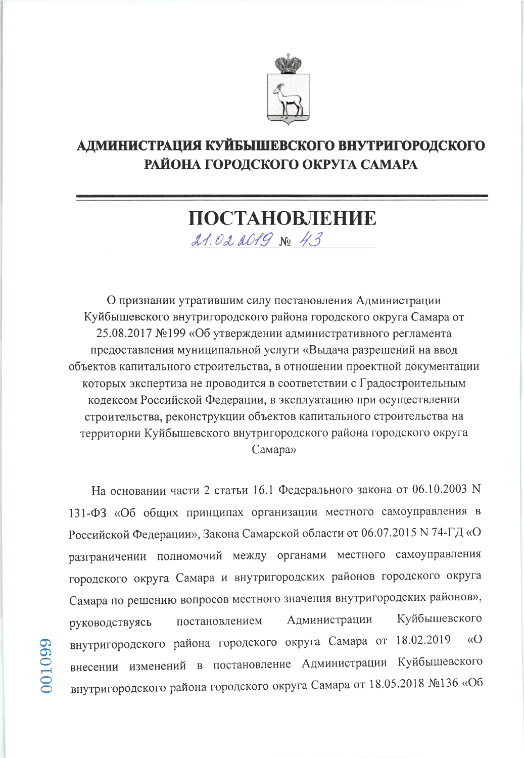# АДМИНИСТРАЦИЯ КУЙБЫШЕВСКОГО ВНУТРИГОРОДСКОГО РАЙОНА ГОРОДСКОГО ОКРУГА САМАРА

## ПОСТАНОВЛЕНИЕ

21.02.2019 № 43

О признании утратившим силу постановления Администрации Куйбышевского внутригородского района городского округа Самара от 25.08.2017 №199 «Об утверждении административного регламента предоставления муниципальной услуги «Выдача разрешений на ввод объектов капитального строительства, в отношении проектной документации которых экспертиза не проводится в соответствии с Градостроительным кодексом Российской Федерации, в эксплуатацию при осуществлении строительства, реконструкции объектов капитального строительства на территории Куйбышевского внутригородского района городского округа Самара»

На основании части 2 статьи 16.1 Федерального закона от 06.10.2003 N 131-ФЗ «Об общих принципах организации местного самоуправления в Российской Федерации», Закона Самарской области от 06.07.2015 N 74-ГД «О разграничении полномочий между органами местного самоуправления городского округа Самара и внутригородских районов городского округа Самара по решению вопросов местного значения внутригородских районов», руководствуясь постановлением Администрации Куйбышевского внутригородского района городского округа Самара от 18.02.2019 «О внесении изменений в постановление Администрации Куйбышевского внутригородского района городского округа Самара от 18.05.2018 №136 «Об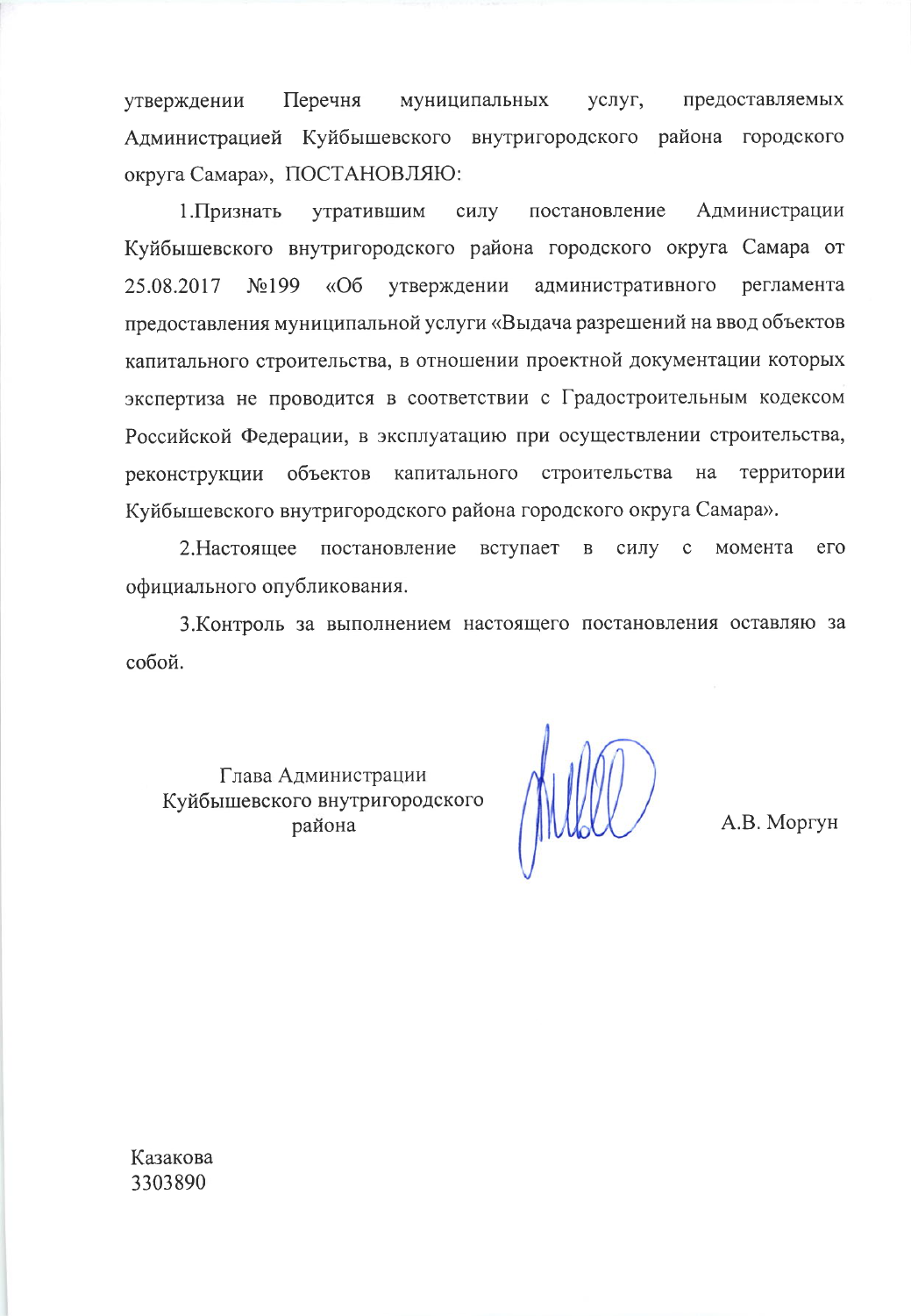утверждении Перечня муниципальных услуг, предоставляемых Администрацией Куйбышевского внутригородского района городского округа Самара», ПОСТАНОВЛЯЮ:

1.Признать утратившим силу постановление Администрации Куйбышевского внутригородского района городского округа Самара от 25.08.2017 №199 «Об утверждении административного регламента предоставления муниципальной услуги «Выдача разрешений на ввод объектов капитального строительства, в отношении проектной документации которых экспертиза не проводится в соответствии с Градостроительным кодексом Российской Федерации, в эксплуатацию при осуществлении строительства, реконструкции объектов капитального строительства на территории Куйбышевского внутригородского района городского округа Самара».

2.Настоящее постановление вступает в силу с момента его официального опубликования.

3.Контроль за выполнением настоящего постановления оставляю за собой.

Глава Администрации
Куйбышевского внутригородского
района

А.В. Моргун

Казакова
3303890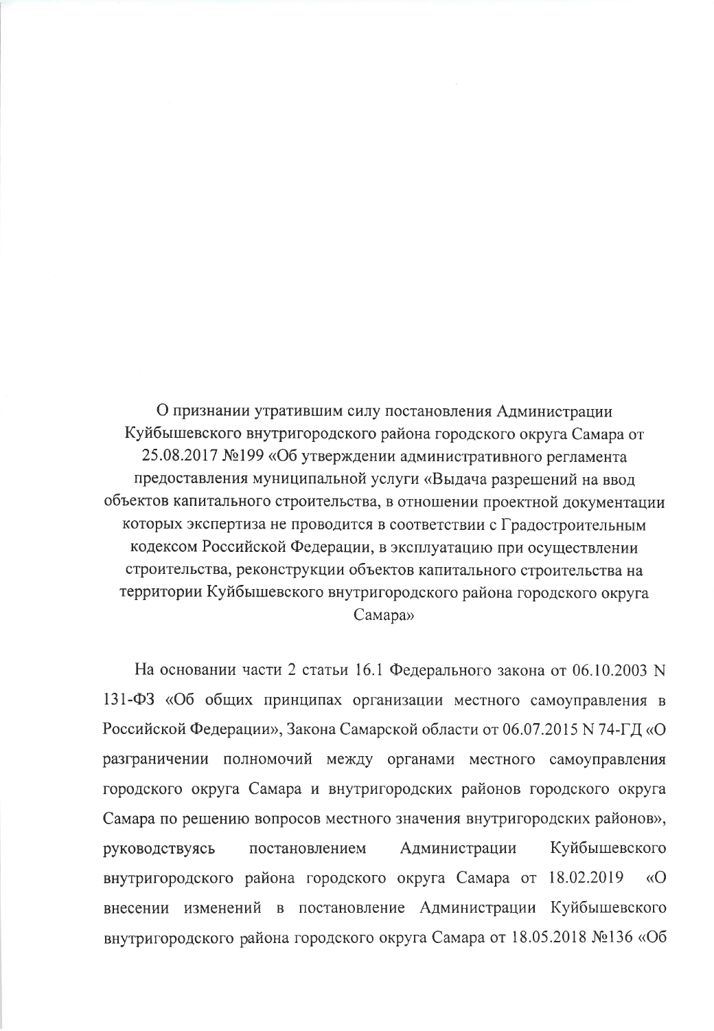О признании утратившим силу постановления Администрации Куйбышевского внутригородского района городского округа Самара от 25.08.2017 №199 «Об утверждении административного регламента предоставления муниципальной услуги «Выдача разрешений на ввод объектов капитального строительства, в отношении проектной документации которых экспертиза не проводится в соответствии с Градостроительным кодексом Российской Федерации, в эксплуатацию при осуществлении строительства, реконструкции объектов капитального строительства на территории Куйбышевского внутригородского района городского округа Самара»

На основании части 2 статьи 16.1 Федерального закона от 06.10.2003 N 131-ФЗ «Об общих принципах организации местного самоуправления в Российской Федерации», Закона Самарской области от 06.07.2015 N 74-ГД «О разграничении полномочий между органами местного самоуправления городского округа Самара и внутригородских районов городского округа Самара по решению вопросов местного значения внутригородских районов», руководствуясь постановлением Администрации Куйбышевского внутригородского района городского округа Самара от 18.02.2019 «О внесении изменений в постановление Администрации Куйбышевского внутригородского района городского округа Самара от 18.05.2018 №136 «Об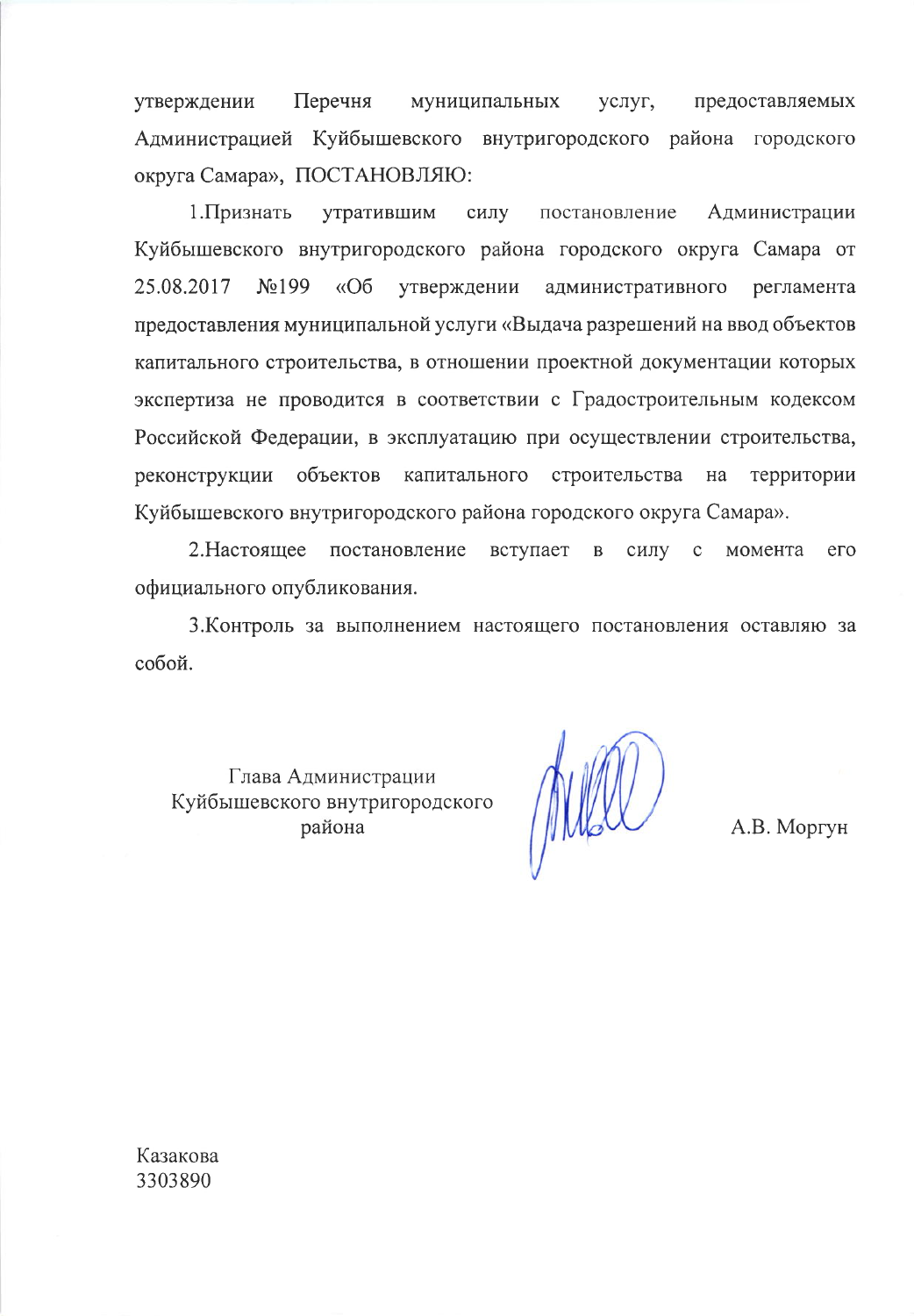утверждении Перечня муниципальных услуг, предоставляемых Администрацией Куйбышевского внутригородского района городского округа Самара», ПОСТАНОВЛЯЮ:

1.Признать утратившим силу постановление Администрации Куйбышевского внутригородского района городского округа Самара от 25.08.2017 №199 «Об утверждении административного регламента предоставления муниципальной услуги «Выдача разрешений на ввод объектов капитального строительства, в отношении проектной документации которых экспертиза не проводится в соответствии с Градостроительным кодексом Российской Федерации, в эксплуатацию при осуществлении строительства, реконструкции объектов капитального строительства на территории Куйбышевского внутригородского района городского округа Самара».

2.Настоящее постановление вступает в силу с момента его официального опубликования.

3.Контроль за выполнением настоящего постановления оставляю за собой.

Глава Администрации
Куйбышевского внутригородского
района

А.В. Моргун

Казакова
3303890